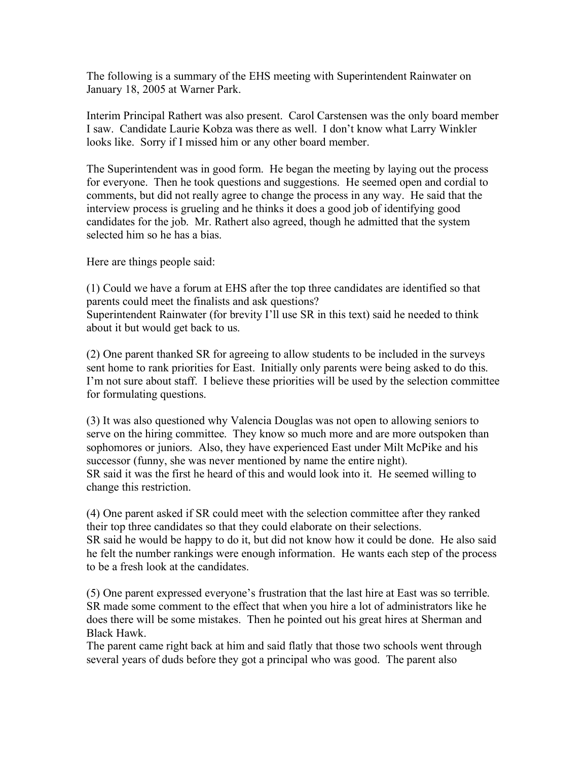The following is a summary of the EHS meeting with Superintendent Rainwater on January 18, 2005 at Warner Park.

Interim Principal Rathert was also present. Carol Carstensen was the only board member I saw. Candidate Laurie Kobza was there as well. I don't know what Larry Winkler looks like. Sorry if I missed him or any other board member.

The Superintendent was in good form. He began the meeting by laying out the process for everyone. Then he took questions and suggestions. He seemed open and cordial to comments, but did not really agree to change the process in any way. He said that the interview process is grueling and he thinks it does a good job of identifying good candidates for the job. Mr. Rathert also agreed, though he admitted that the system selected him so he has a bias.

Here are things people said:

(1) Could we have a forum at EHS after the top three candidates are identified so that parents could meet the finalists and ask questions?
Superintendent Rainwater (for brevity I'll use SR in this text) said he needed to think about it but would get back to us.

(2) One parent thanked SR for agreeing to allow students to be included in the surveys sent home to rank priorities for East. Initially only parents were being asked to do this. I'm not sure about staff. I believe these priorities will be used by the selection committee for formulating questions.

(3) It was also questioned why Valencia Douglas was not open to allowing seniors to serve on the hiring committee. They know so much more and are more outspoken than sophomores or juniors. Also, they have experienced East under Milt McPike and his successor (funny, she was never mentioned by name the entire night).
SR said it was the first he heard of this and would look into it. He seemed willing to change this restriction.

(4) One parent asked if SR could meet with the selection committee after they ranked their top three candidates so that they could elaborate on their selections.
SR said he would be happy to do it, but did not know how it could be done. He also said he felt the number rankings were enough information. He wants each step of the process to be a fresh look at the candidates.

(5) One parent expressed everyone's frustration that the last hire at East was so terrible. SR made some comment to the effect that when you hire a lot of administrators like he does there will be some mistakes. Then he pointed out his great hires at Sherman and Black Hawk.
The parent came right back at him and said flatly that those two schools went through several years of duds before they got a principal who was good. The parent also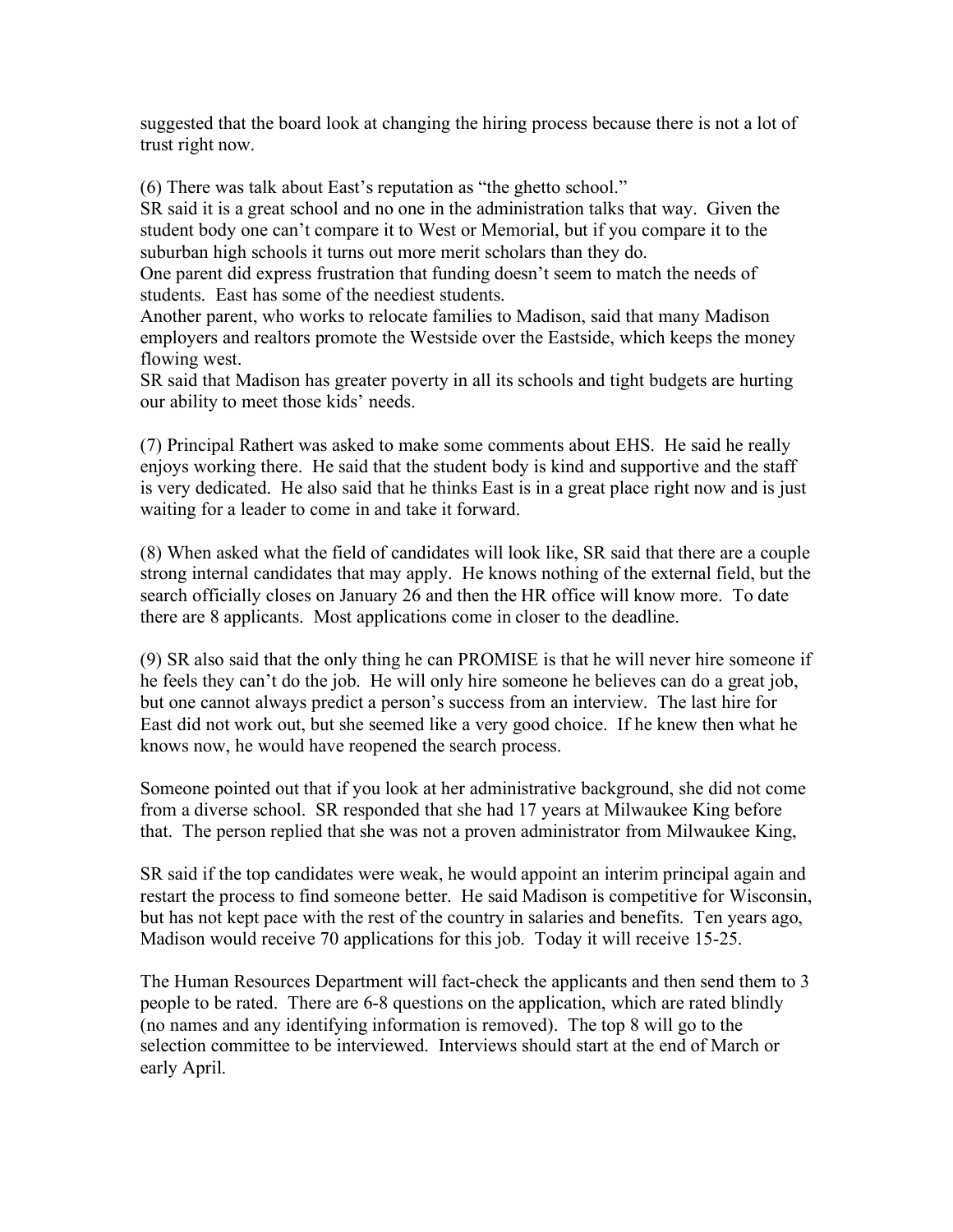suggested that the board look at changing the hiring process because there is not a lot of trust right now.

(6) There was talk about East's reputation as "the ghetto school."
SR said it is a great school and no one in the administration talks that way. Given the student body one can't compare it to West or Memorial, but if you compare it to the suburban high schools it turns out more merit scholars than they do.
One parent did express frustration that funding doesn't seem to match the needs of students. East has some of the neediest students.
Another parent, who works to relocate families to Madison, said that many Madison employers and realtors promote the Westside over the Eastside, which keeps the money flowing west.
SR said that Madison has greater poverty in all its schools and tight budgets are hurting our ability to meet those kids' needs.

(7) Principal Rathert was asked to make some comments about EHS. He said he really enjoys working there. He said that the student body is kind and supportive and the staff is very dedicated. He also said that he thinks East is in a great place right now and is just waiting for a leader to come in and take it forward.

(8) When asked what the field of candidates will look like, SR said that there are a couple strong internal candidates that may apply. He knows nothing of the external field, but the search officially closes on January 26 and then the HR office will know more. To date there are 8 applicants. Most applications come in closer to the deadline.

(9) SR also said that the only thing he can PROMISE is that he will never hire someone if he feels they can't do the job. He will only hire someone he believes can do a great job, but one cannot always predict a person's success from an interview. The last hire for East did not work out, but she seemed like a very good choice. If he knew then what he knows now, he would have reopened the search process.

Someone pointed out that if you look at her administrative background, she did not come from a diverse school. SR responded that she had 17 years at Milwaukee King before that. The person replied that she was not a proven administrator from Milwaukee King,

SR said if the top candidates were weak, he would appoint an interim principal again and restart the process to find someone better. He said Madison is competitive for Wisconsin, but has not kept pace with the rest of the country in salaries and benefits. Ten years ago, Madison would receive 70 applications for this job. Today it will receive 15-25.

The Human Resources Department will fact-check the applicants and then send them to 3 people to be rated. There are 6-8 questions on the application, which are rated blindly (no names and any identifying information is removed). The top 8 will go to the selection committee to be interviewed. Interviews should start at the end of March or early April.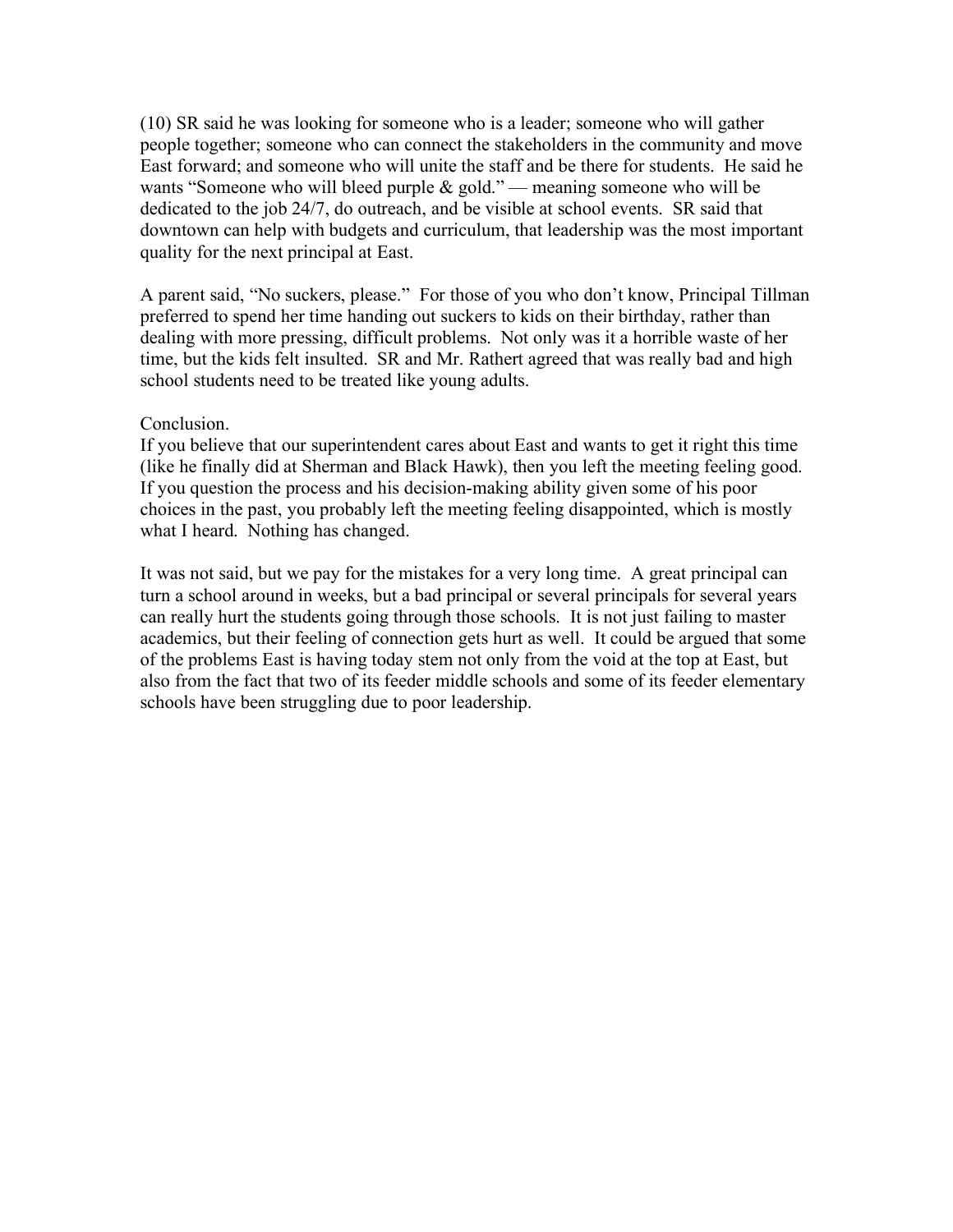(10) SR said he was looking for someone who is a leader; someone who will gather people together; someone who can connect the stakeholders in the community and move East forward; and someone who will unite the staff and be there for students. He said he wants "Someone who will bleed purple & gold." — meaning someone who will be dedicated to the job 24/7, do outreach, and be visible at school events. SR said that downtown can help with budgets and curriculum, that leadership was the most important quality for the next principal at East.

A parent said, "No suckers, please." For those of you who don't know, Principal Tillman preferred to spend her time handing out suckers to kids on their birthday, rather than dealing with more pressing, difficult problems. Not only was it a horrible waste of her time, but the kids felt insulted. SR and Mr. Rathert agreed that was really bad and high school students need to be treated like young adults.

Conclusion.

If you believe that our superintendent cares about East and wants to get it right this time (like he finally did at Sherman and Black Hawk), then you left the meeting feeling good. If you question the process and his decision-making ability given some of his poor choices in the past, you probably left the meeting feeling disappointed, which is mostly what I heard. Nothing has changed.

It was not said, but we pay for the mistakes for a very long time. A great principal can turn a school around in weeks, but a bad principal or several principals for several years can really hurt the students going through those schools. It is not just failing to master academics, but their feeling of connection gets hurt as well. It could be argued that some of the problems East is having today stem not only from the void at the top at East, but also from the fact that two of its feeder middle schools and some of its feeder elementary schools have been struggling due to poor leadership.